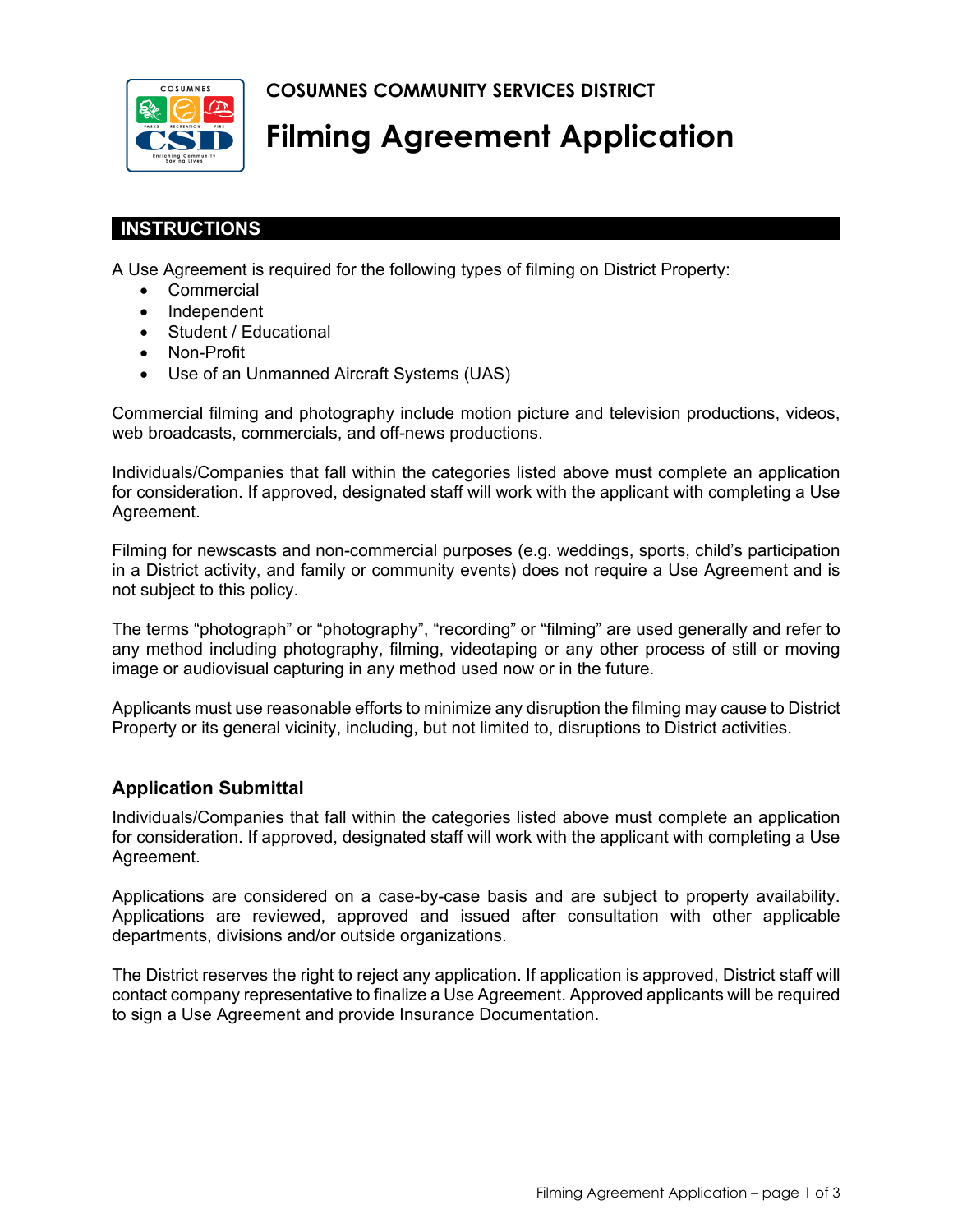**COSUMNES COMMUNITY SERVICES DISTRICT**

# Filming Agreement Application

## INSTRUCTIONS

A Use Agreement is required for the following types of filming on District Property:

- Commercial
- Independent
- Student / Educational
- Non-Profit
- Use of an Unmanned Aircraft Systems (UAS)

Commercial filming and photography include motion picture and television productions, videos, web broadcasts, commercials, and off-news productions.

Individuals/Companies that fall within the categories listed above must complete an application for consideration. If approved, designated staff will work with the applicant with completing a Use Agreement.

Filming for newscasts and non-commercial purposes (e.g. weddings, sports, child's participation in a District activity, and family or community events) does not require a Use Agreement and is not subject to this policy.

The terms "photograph" or "photography", "recording" or "filming" are used generally and refer to any method including photography, filming, videotaping or any other process of still or moving image or audiovisual capturing in any method used now or in the future.

Applicants must use reasonable efforts to minimize any disruption the filming may cause to District Property or its general vicinity, including, but not limited to, disruptions to District activities.

### Application Submittal

Individuals/Companies that fall within the categories listed above must complete an application for consideration. If approved, designated staff will work with the applicant with completing a Use Agreement.

Applications are considered on a case-by-case basis and are subject to property availability. Applications are reviewed, approved and issued after consultation with other applicable departments, divisions and/or outside organizations.

The District reserves the right to reject any application. If application is approved, District staff will contact company representative to finalize a Use Agreement. Approved applicants will be required to sign a Use Agreement and provide Insurance Documentation.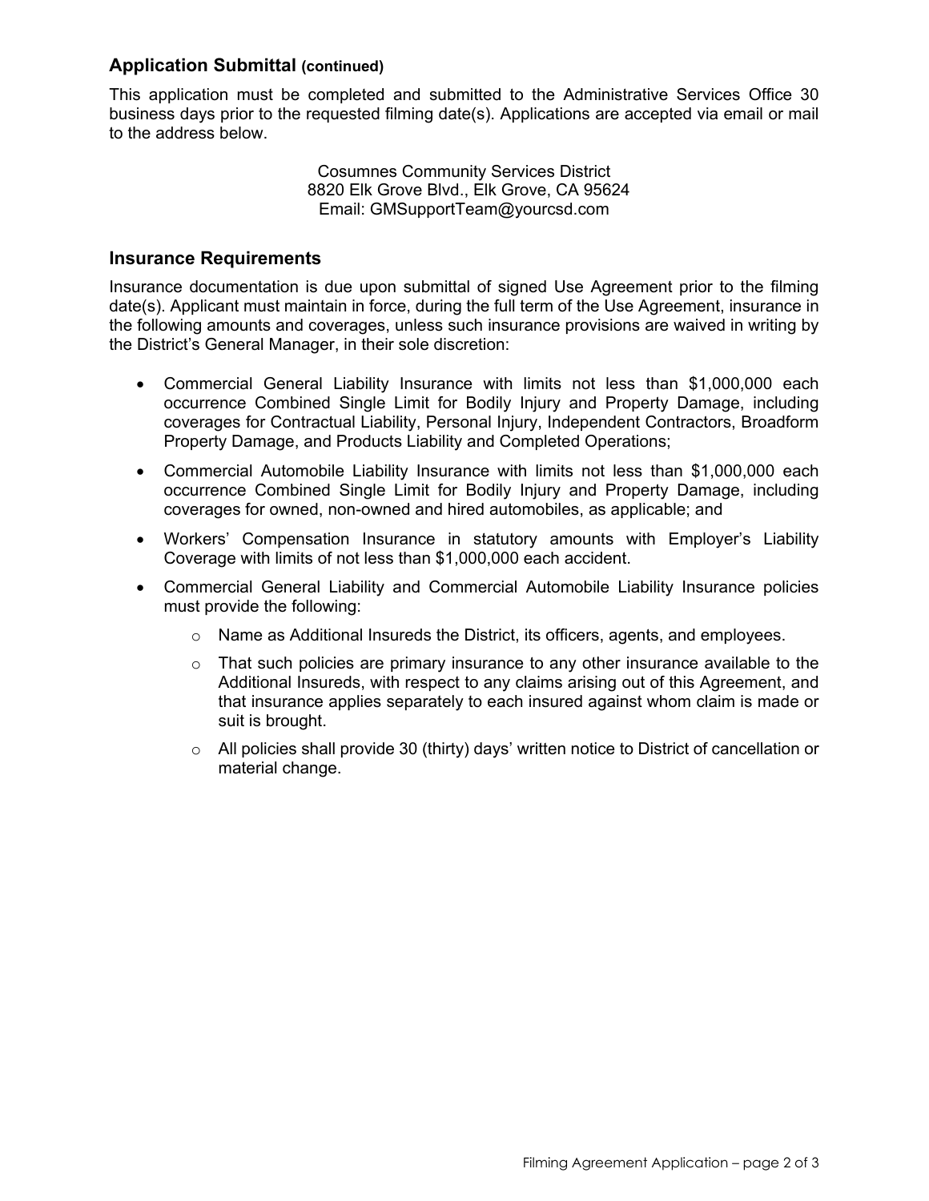## Application Submittal (continued)

This application must be completed and submitted to the Administrative Services Office 30 business days prior to the requested filming date(s). Applications are accepted via email or mail to the address below.

Cosumnes Community Services District
8820 Elk Grove Blvd., Elk Grove, CA 95624
Email: GMSupportTeam@yourcsd.com

## Insurance Requirements

Insurance documentation is due upon submittal of signed Use Agreement prior to the filming date(s). Applicant must maintain in force, during the full term of the Use Agreement, insurance in the following amounts and coverages, unless such insurance provisions are waived in writing by the District's General Manager, in their sole discretion:

- Commercial General Liability Insurance with limits not less than $1,000,000 each occurrence Combined Single Limit for Bodily Injury and Property Damage, including coverages for Contractual Liability, Personal Injury, Independent Contractors, Broadform Property Damage, and Products Liability and Completed Operations;
- Commercial Automobile Liability Insurance with limits not less than $1,000,000 each occurrence Combined Single Limit for Bodily Injury and Property Damage, including coverages for owned, non-owned and hired automobiles, as applicable; and
- Workers' Compensation Insurance in statutory amounts with Employer's Liability Coverage with limits of not less than $1,000,000 each accident.
- Commercial General Liability and Commercial Automobile Liability Insurance policies must provide the following:
    - Name as Additional Insureds the District, its officers, agents, and employees.
    - That such policies are primary insurance to any other insurance available to the Additional Insureds, with respect to any claims arising out of this Agreement, and that insurance applies separately to each insured against whom claim is made or suit is brought.
    - All policies shall provide 30 (thirty) days' written notice to District of cancellation or material change.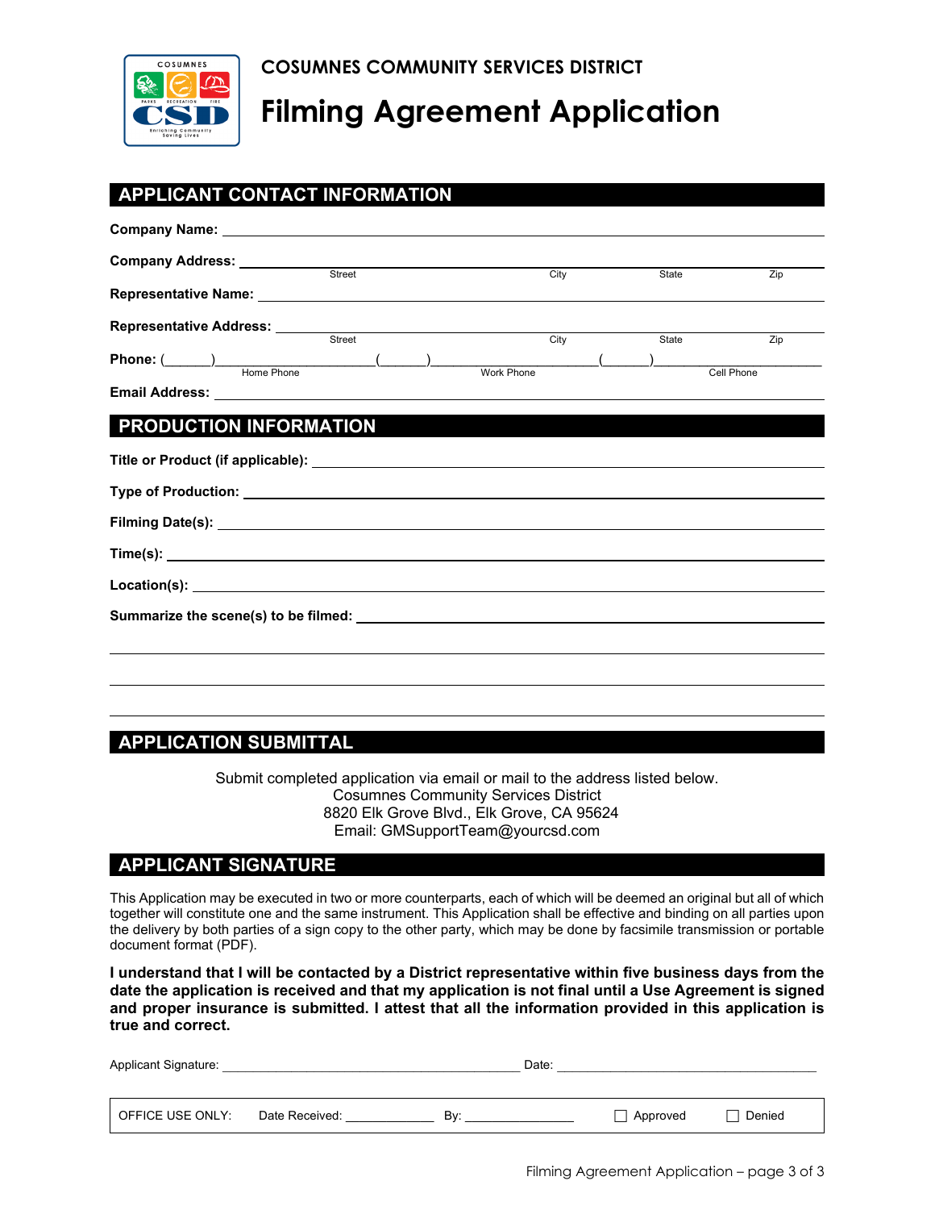**COSUMNES COMMUNITY SERVICES DISTRICT**

# Filming Agreement Application

## APPLICANT CONTACT INFORMATION

**Company Name:** ______________________________________________

**Company Address:** ______________________________________________
Street City State Zip

**Representative Name:** ______________________________________________

**Representative Address:** ______________________________________________
Street City State Zip

**Phone:** (______)__________________ (______)__________________ (______)__________________
Home Phone Work Phone Cell Phone

**Email Address:** ______________________________________________

## PRODUCTION INFORMATION

**Title or Product (if applicable):** ______________________________________________

**Type of Production:** ______________________________________________

**Filming Date(s):** ______________________________________________

**Time(s):** ______________________________________________

**Location(s):** ______________________________________________

**Summarize the scene(s) to be filmed:** ______________________________________________

______________________________________________

______________________________________________

______________________________________________

## APPLICATION SUBMITTAL

Submit completed application via email or mail to the address listed below.
Cosumnes Community Services District
8820 Elk Grove Blvd., Elk Grove, CA 95624
Email: GMSupportTeam@yourcsd.com

## APPLICANT SIGNATURE

This Application may be executed in two or more counterparts, each of which will be deemed an original but all of which together will constitute one and the same instrument. This Application shall be effective and binding on all parties upon the delivery by both parties of a sign copy to the other party, which may be done by facsimile transmission or portable document format (PDF).

**I understand that I will be contacted by a District representative within five business days from the date the application is received and that my application is not final until a Use Agreement is signed and proper insurance is submitted. I attest that all the information provided in this application is true and correct.**

Applicant Signature: ______________________________ Date: ______________________________

OFFICE USE ONLY: Date Received: ____________ By: ______________ ☐ Approved ☐ Denied